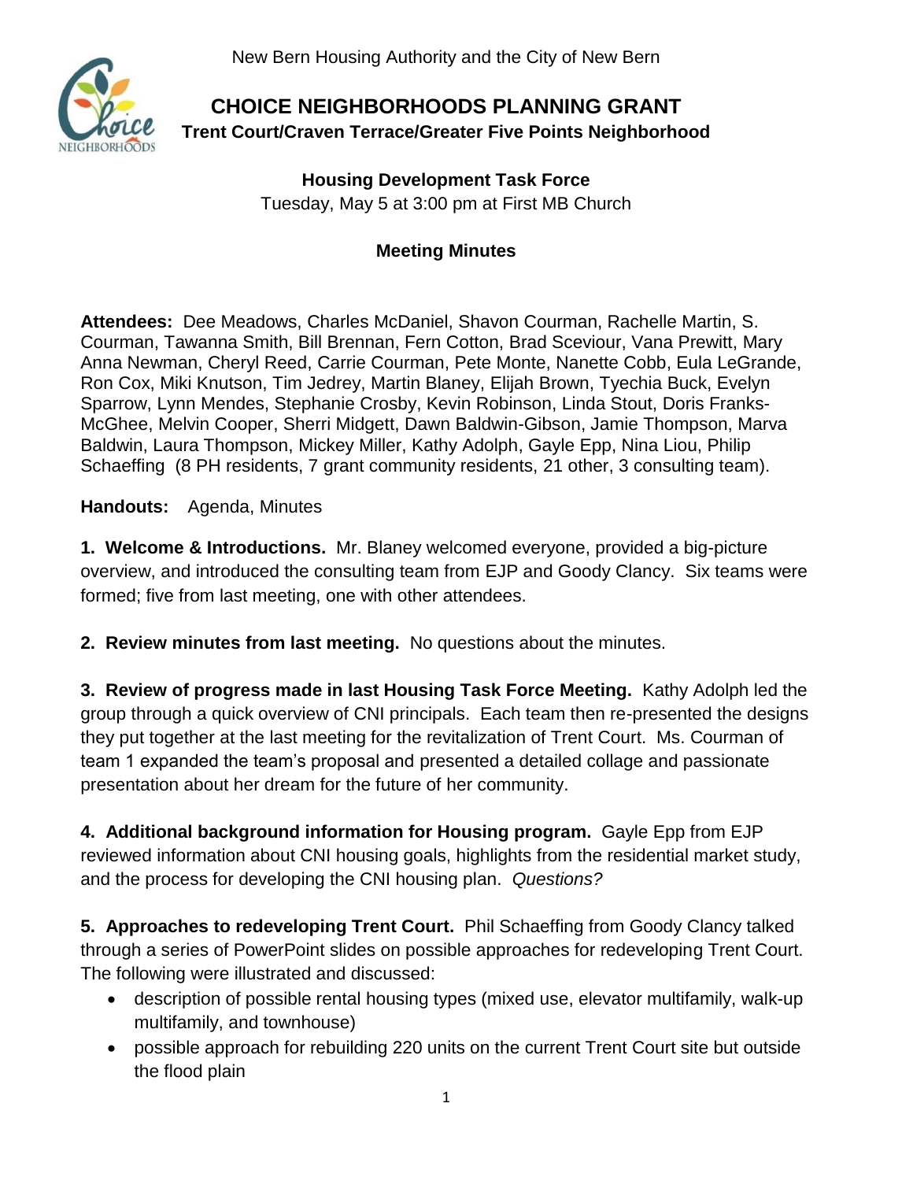New Bern Housing Authority and the City of New Bern

# CHOICE NEIGHBORHOODS PLANNING GRANT

## Trent Court/Craven Terrace/Greater Five Points Neighborhood

### Housing Development Task Force

Tuesday, May 5 at 3:00 pm at First MB Church

### Meeting Minutes

**Attendees:** Dee Meadows, Charles McDaniel, Shavon Courman, Rachelle Martin, S. Courman, Tawanna Smith, Bill Brennan, Fern Cotton, Brad Sceviour, Vana Prewitt, Mary Anna Newman, Cheryl Reed, Carrie Courman, Pete Monte, Nanette Cobb, Eula LeGrande, Ron Cox, Miki Knutson, Tim Jedrey, Martin Blaney, Elijah Brown, Tyechia Buck, Evelyn Sparrow, Lynn Mendes, Stephanie Crosby, Kevin Robinson, Linda Stout, Doris Franks-McGhee, Melvin Cooper, Sherri Midgett, Dawn Baldwin-Gibson, Jamie Thompson, Marva Baldwin, Laura Thompson, Mickey Miller, Kathy Adolph, Gayle Epp, Nina Liou, Philip Schaeffing (8 PH residents, 7 grant community residents, 21 other, 3 consulting team).

**Handouts:** Agenda, Minutes

**1. Welcome & Introductions.** Mr. Blaney welcomed everyone, provided a big-picture overview, and introduced the consulting team from EJP and Goody Clancy. Six teams were formed; five from last meeting, one with other attendees.

**2. Review minutes from last meeting.** No questions about the minutes.

**3. Review of progress made in last Housing Task Force Meeting.** Kathy Adolph led the group through a quick overview of CNI principals. Each team then re-presented the designs they put together at the last meeting for the revitalization of Trent Court. Ms. Courman of team 1 expanded the team's proposal and presented a detailed collage and passionate presentation about her dream for the future of her community.

**4. Additional background information for Housing program.** Gayle Epp from EJP reviewed information about CNI housing goals, highlights from the residential market study, and the process for developing the CNI housing plan. *Questions?*

**5. Approaches to redeveloping Trent Court.** Phil Schaeffing from Goody Clancy talked through a series of PowerPoint slides on possible approaches for redeveloping Trent Court. The following were illustrated and discussed:

- description of possible rental housing types (mixed use, elevator multifamily, walk-up multifamily, and townhouse)
- possible approach for rebuilding 220 units on the current Trent Court site but outside the flood plain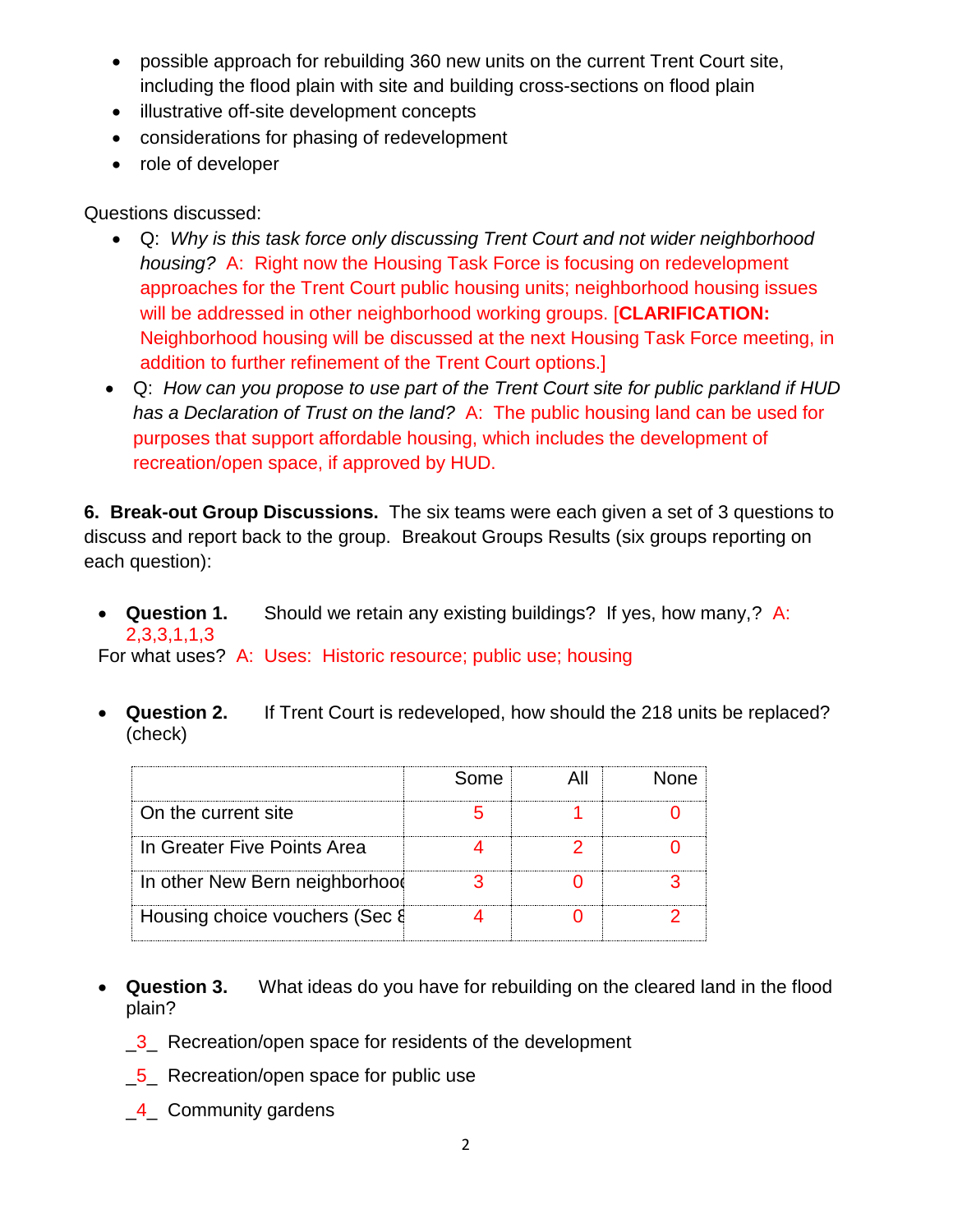- possible approach for rebuilding 360 new units on the current Trent Court site, including the flood plain with site and building cross-sections on flood plain
- illustrative off-site development concepts
- considerations for phasing of redevelopment
- role of developer

Questions discussed:

- Q: *Why is this task force only discussing Trent Court and not wider neighborhood housing?* A: Right now the Housing Task Force is focusing on redevelopment approaches for the Trent Court public housing units; neighborhood housing issues will be addressed in other neighborhood working groups. [**CLARIFICATION:** Neighborhood housing will be discussed at the next Housing Task Force meeting, in addition to further refinement of the Trent Court options.]
- Q: *How can you propose to use part of the Trent Court site for public parkland if HUD has a Declaration of Trust on the land?* A: The public housing land can be used for purposes that support affordable housing, which includes the development of recreation/open space, if approved by HUD.

**6. Break-out Group Discussions.** The six teams were each given a set of 3 questions to discuss and report back to the group. Breakout Groups Results (six groups reporting on each question):

- **Question 1.** Should we retain any existing buildings? If yes, how many,? A: 2,3,3,1,1,3

For what uses? A: Uses: Historic resource; public use; housing

- **Question 2.** If Trent Court is redeveloped, how should the 218 units be replaced? (check)

| | Some | All | None |
|---|---|---|---|
| On the current site | 5 | 1 | 0 |
| In Greater Five Points Area | 4 | 2 | 0 |
| In other New Bern neighborhood | 3 | 0 | 3 |
| Housing choice vouchers (Sec 8 | 4 | 0 | 2 |

- **Question 3.** What ideas do you have for rebuilding on the cleared land in the flood plain?

_3_ Recreation/open space for residents of the development

_5_ Recreation/open space for public use

_4_ Community gardens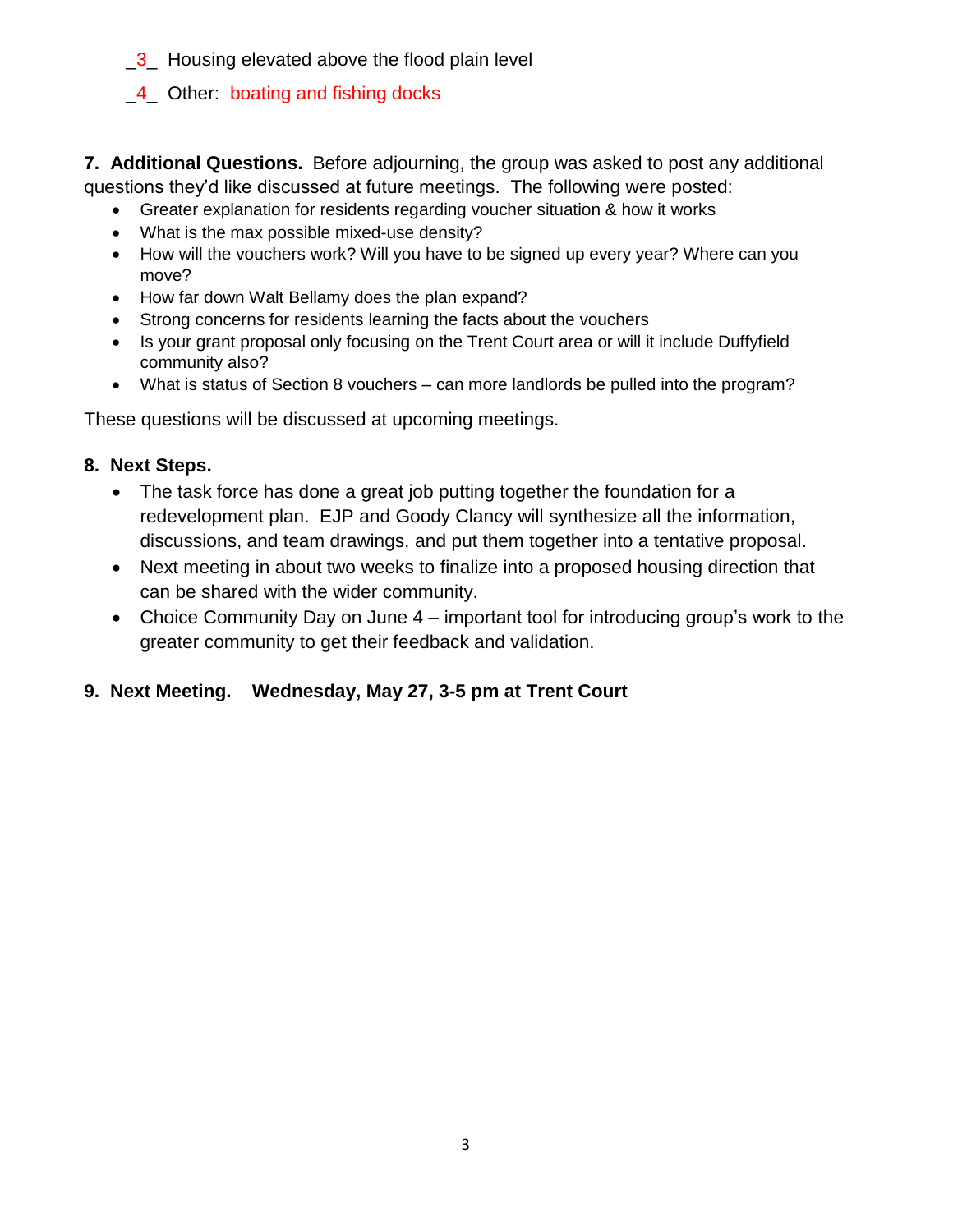_3_ Housing elevated above the flood plain level

_4_ Other: boating and fishing docks

**7. Additional Questions.** Before adjourning, the group was asked to post any additional questions they'd like discussed at future meetings. The following were posted:

- Greater explanation for residents regarding voucher situation & how it works
- What is the max possible mixed-use density?
- How will the vouchers work? Will you have to be signed up every year? Where can you move?
- How far down Walt Bellamy does the plan expand?
- Strong concerns for residents learning the facts about the vouchers
- Is your grant proposal only focusing on the Trent Court area or will it include Duffyfield community also?
- What is status of Section 8 vouchers – can more landlords be pulled into the program?

These questions will be discussed at upcoming meetings.

**8. Next Steps.**

- The task force has done a great job putting together the foundation for a redevelopment plan. EJP and Goody Clancy will synthesize all the information, discussions, and team drawings, and put them together into a tentative proposal.
- Next meeting in about two weeks to finalize into a proposed housing direction that can be shared with the wider community.
- Choice Community Day on June 4 – important tool for introducing group's work to the greater community to get their feedback and validation.

**9. Next Meeting. Wednesday, May 27, 3-5 pm at Trent Court**